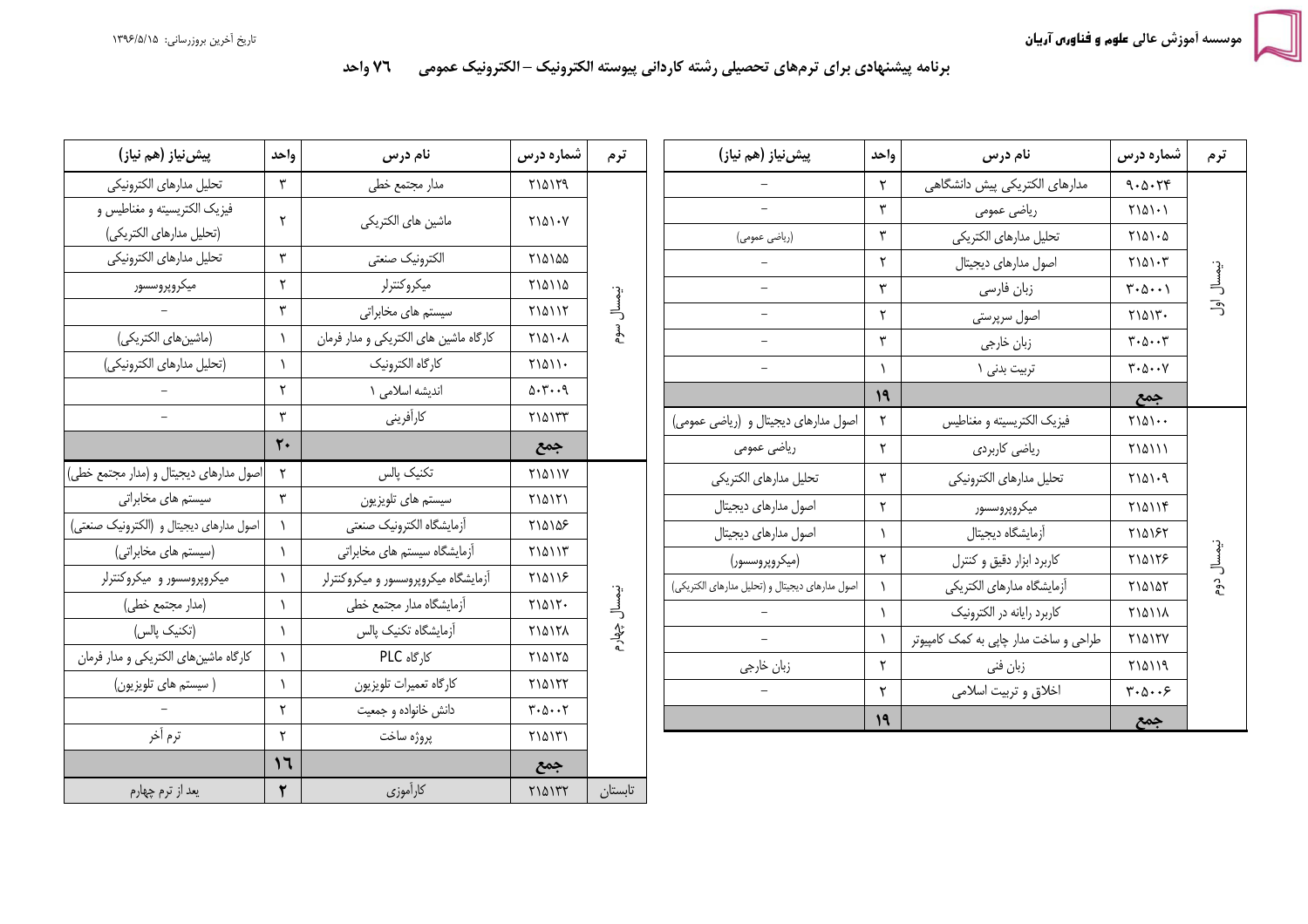موسسه آموزش عالی علوم و فناوری آریان

تاریخ آخرین بروزرسانی: ۱۳۹۶/۵/۱۵

## برنامه پیشنهادی برای ترم‌های تحصیلی رشته کاردانی پیوسته الکترونیک – الکترونیک عمومی ۷۶ واحد

| ترم | شماره درس | نام درس | واحد | پیش‌نیاز (هم نیاز) |
|---|---|---|---|---|
| نیمسال اول | ۹۰۵۰۲۴ | مدارهای الکتریکی پیش دانشگاهی | ۲ | – |
| | ۲۱۵۱۰۱ | ریاضی عمومی | ۳ | – |
| | ۲۱۵۱۰۵ | تحلیل مدارهای الکتریکی | ۳ | (ریاضی عمومی) |
| | ۲۱۵۱۰۳ | اصول مدارهای دیجیتال | ۲ | – |
| | ۳۰۵۰۰۱ | زبان فارسی | ۳ | – |
| | ۲۱۵۱۳۰ | اصول سرپرستی | ۲ | – |
| | ۳۰۵۰۰۳ | زبان خارجی | ۳ | – |
| | ۳۰۵۰۰۷ | تربیت بدنی ۱ | ۱ | – |
| | جمع | | ۱۹ | |
| نیمسال دوم | ۲۱۵۱۰۰ | فیزیک الکتریسیته و مغناطیس | ۲ | اصول مدارهای دیجیتال و (ریاضی عمومی) |
| | ۲۱۵۱۱۱ | ریاضی کاربردی | ۲ | ریاضی عمومی |
| | ۲۱۵۱۰۹ | تحلیل مدارهای الکترونیکی | ۳ | تحلیل مدارهای الکتریکی |
| | ۲۱۵۱۱۴ | میکروپروسسور | ۲ | اصول مدارهای دیجیتال |
| | ۲۱۵۱۶۲ | آزمایشگاه دیجیتال | ۱ | اصول مدارهای دیجیتال |
| | ۲۱۵۱۲۶ | کاربرد ابزار دقیق و کنترل | ۲ | (میکروپروسسور) |
| | ۲۱۵۱۵۲ | آزمایشگاه مدارهای الکتریکی | ۱ | اصول مدارهای دیجیتال و (تحلیل مدارهای الکتریکی) |
| | ۲۱۵۱۱۸ | کاربرد رایانه در الکترونیک | ۱ | – |
| | ۲۱۵۱۲۷ | طراحی و ساخت مدار چاپی به کمک کامپیوتر | ۱ | – |
| | ۲۱۵۱۱۹ | زبان فنی | ۲ | زبان خارجی |
| | ۳۰۵۰۰۶ | اخلاق و تربیت اسلامی | ۲ | – |
| | جمع | | ۱۹ | |

| ترم | شماره درس | نام درس | واحد | پیش‌نیاز (هم نیاز) |
|---|---|---|---|---|
| نیمسال سوم | ۲۱۵۱۲۹ | مدار مجتمع خطی | ۳ | تحلیل مدارهای الکترونیکی |
| | ۲۱۵۱۰۷ | ماشین های الکتریکی | ۲ | فیزیک الکتریسیته و مغناطیس و (تحلیل مدارهای الکتریکی) |
| | ۲۱۵۱۵۵ | الکترونیک صنعتی | ۳ | تحلیل مدارهای الکترونیکی |
| | ۲۱۵۱۱۵ | میکروکنترلر | ۲ | میکروپروسسور |
| | ۲۱۵۱۱۲ | سیستم های مخابراتی | ۳ | – |
| | ۲۱۵۱۰۸ | کارگاه ماشین های الکتریکی و مدار فرمان | ۱ | (ماشین‌های الکتریکی) |
| | ۲۱۵۱۱۰ | کارگاه الکترونیک | ۱ | (تحلیل مدارهای الکترونیکی) |
| | ۵۰۳۰۰۹ | اندیشه اسلامی ۱ | ۲ | – |
| | ۲۱۵۱۳۳ | کارآفرینی | ۳ | – |
| | جمع | | ۲۰ | |
| نیمسال چهارم | ۲۱۵۱۱۷ | تکنیک پالس | ۲ | اصول مدارهای دیجیتال و (مدار مجتمع خطی) |
| | ۲۱۵۱۲۱ | سیستم های تلویزیون | ۳ | سیستم های مخابراتی |
| | ۲۱۵۱۵۶ | آزمایشگاه الکترونیک صنعتی | ۱ | اصول مدارهای دیجیتال و (الکترونیک صنعتی) |
| | ۲۱۵۱۱۳ | آزمایشگاه سیستم های مخابراتی | ۱ | (سیستم های مخابراتی) |
| | ۲۱۵۱۱۶ | آزمایشگاه میکروپروسسور و میکروکنترلر | ۱ | میکروپروسسور و میکروکنترلر |
| | ۲۱۵۱۲۰ | آزمایشگاه مدار مجتمع خطی | ۱ | (مدار مجتمع خطی) |
| | ۲۱۵۱۲۸ | آزمایشگاه تکنیک پالس | ۱ | (تکنیک پالس) |
| | ۲۱۵۱۲۵ | کارگاه PLC | ۱ | کارگاه ماشین‌های الکتریکی و مدار فرمان |
| | ۲۱۵۱۲۲ | کارگاه تعمیرات تلویزیون | ۱ | ( سیستم های تلویزیون) |
| | ۳۰۵۰۰۲ | دانش خانواده و جمعیت | ۲ | – |
| | ۲۱۵۱۳۱ | پروژه ساخت | ۲ | ترم آخر |
| | جمع | | ۱۶ | |
| تابستان | ۲۱۵۱۳۲ | کارآموزی | ۲ | بعد از ترم چهارم |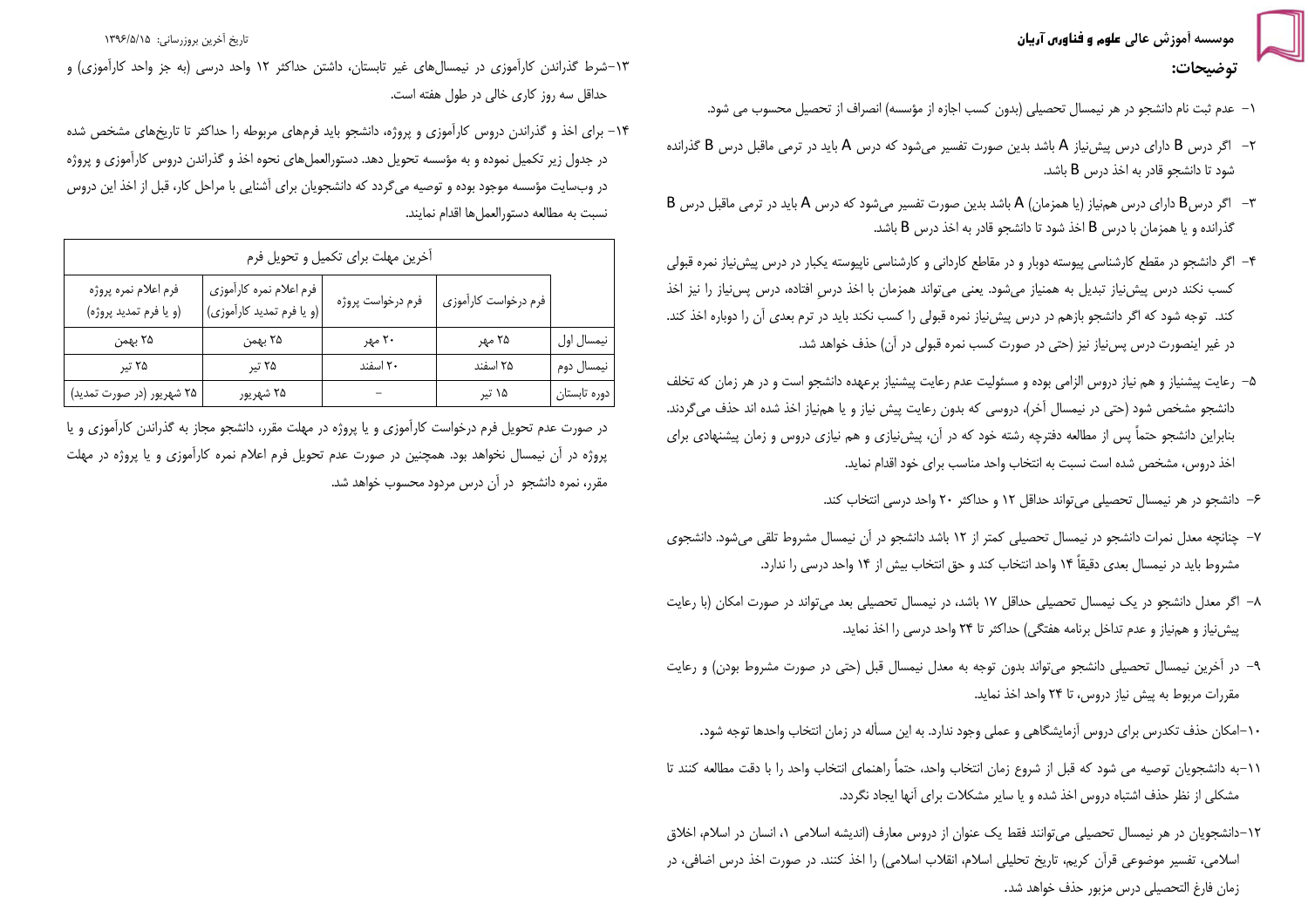**موسسه آموزش عالی علوم و فناوری آریان**

تاریخ آخرین بروزرسانی: ۱۳۹۶/۵/۱۵

## توضیحات:

۱- عدم ثبت نام دانشجو در هر نیمسال تحصیلی (بدون کسب اجازه از مؤسسه) انصراف از تحصیل محسوب می شود.

۲- اگر درس B دارای درس پیش‌نیاز A باشد بدین صورت تفسیر می‌شود که درس A باید در ترمی ماقبل درس B گذرانده شود تا دانشجو قادر به اخذ درس B باشد.

۳- اگر درسB دارای درس هم‌نیاز (یا همزمان) A باشد بدین صورت تفسیر می‌شود که درس A باید در ترمی ماقبل درس B گذرانده و یا همزمان با درس B اخذ شود تا دانشجو قادر به اخذ درس B باشد.

۴- اگر دانشجو در مقطع کارشناسی پیوسته دوبار و در مقاطع کاردانی و کارشناسی ناپیوسته یکبار در درس پیش‌نیاز نمره قبولی کسب نکند درس پیش‌نیاز تبدیل به همنیاز می‌شود. یعنی می‌تواند همزمان با اخذ درس افتاده، درس پس‌نیاز را نیز اخذ کند. توجه شود که اگر دانشجو بازهم در درس پیش‌نیاز نمره قبولی را کسب نکند باید در ترم بعدی آن را دوباره اخذ کند. در غیر اینصورت درس پس‌نیاز نیز (حتی در صورت کسب نمره قبولی در آن) حذف خواهد شد.

۵- رعایت پیشنیاز و هم نیاز دروس الزامی بوده و مسئولیت عدم رعایت پیشنیاز برعهده دانشجو است و در هر زمان که تخلف دانشجو مشخص شود (حتی در نیمسال آخر)، دروسی که بدون رعایت پیش نیاز و یا هم‌نیاز اخذ شده اند حذف می‌گردند. بنابراین دانشجو حتماً پس از مطالعه دفترچه رشته خود که در آن، پیش‌نیازی و هم نیازی دروس و زمان پیشنهادی برای اخذ دروس، مشخص شده است نسبت به انتخاب واحد مناسب برای خود اقدام نماید.

۶- دانشجو در هر نیمسال تحصیلی می‌تواند حداقل ۱۲ و حداکثر ۲۰ واحد درسی انتخاب کند.

۷- چنانچه معدل نمرات دانشجو در نیمسال تحصیلی کمتر از ۱۲ باشد دانشجو در آن نیمسال مشروط تلقی می‌شود. دانشجوی مشروط باید در نیمسال بعدی دقیقاً ۱۴ واحد انتخاب کند و حق انتخاب بیش از ۱۴ واحد درسی را ندارد.

۸- اگر معدل دانشجو در یک نیمسال تحصیلی حداقل ۱۷ باشد، در نیمسال تحصیلی بعد می‌تواند در صورت امکان (با رعایت پیش‌نیاز و هم‌نیاز و عدم تداخل برنامه هفتگی) حداکثر تا ۲۴ واحد درسی را اخذ نماید.

۹- در آخرین نیمسال تحصیلی دانشجو می‌تواند بدون توجه به معدل نیمسال قبل (حتی در صورت مشروط بودن) و رعایت مقررات مربوط به پیش نیاز دروس، تا ۲۴ واحد اخذ نماید.

۱۰-امکان حذف تکدرس برای دروس آزمایشگاهی و عملی وجود ندارد. به این مسأله در زمان انتخاب واحدها توجه شود.

۱۱-به دانشجویان توصیه می شود که قبل از شروع زمان انتخاب واحد، حتماً راهنمای انتخاب واحد را با دقت مطالعه کنند تا مشکلی از نظر حذف اشتباه دروس اخذ شده و یا سایر مشکلات برای آنها ایجاد نگردد.

۱۲-دانشجویان در هر نیمسال تحصیلی می‌توانند فقط یک عنوان از دروس معارف (اندیشه اسلامی ۱، انسان در اسلام، اخلاق اسلامی، تفسیر موضوعی قرآن کریم، تاریخ تحلیلی اسلام، انقلاب اسلامی) را اخذ کنند. در صورت اخذ درس اضافی، در زمان فارغ التحصیلی درس مزبور حذف خواهد شد.

۱۳-شرط گذراندن کارآموزی در نیمسال‌های غیر تابستان، داشتن حداکثر ۱۲ واحد درسی (به جز واحد کارآموزی) و حداقل سه روز کاری خالی در طول هفته است.

۱۴- برای اخذ و گذراندن دروس کارآموزی و پروژه، دانشجو باید فرم‌های مربوطه را حداکثر تا تاریخ‌های مشخص شده در جدول زیر تکمیل نموده و به مؤسسه تحویل دهد. دستورالعمل‌های نحوه اخذ و گذراندن دروس کارآموزی و پروژه در وب‌سایت مؤسسه موجود بوده و توصیه می‌گردد که دانشجویان برای آشنایی با مراحل کار، قبل از اخذ این دروس نسبت به مطالعه دستورالعمل‌ها اقدام نمایند.

| | آخرین مهلت برای تکمیل و تحویل فرم | | | |
|---|---|---|---|---|
| | فرم درخواست کارآموزی | فرم درخواست پروژه | فرم اعلام نمره کارآموزی (و یا فرم تمدید کارآموزی) | فرم اعلام نمره پروژه (و یا فرم تمدید پروژه) |
| نیمسال اول | ۲۵ مهر | ۲۰ مهر | ۲۵ بهمن | ۲۵ بهمن |
| نیمسال دوم | ۲۵ اسفند | ۲۰ اسفند | ۲۵ تیر | ۲۵ تیر |
| دوره تابستان | ۱۵ تیر | – | ۲۵ شهریور | ۲۵ شهریور (در صورت تمدید) |

در صورت عدم تحویل فرم درخواست کارآموزی و یا پروژه در مهلت مقرر، دانشجو مجاز به گذراندن کارآموزی و یا پروژه در آن نیمسال نخواهد بود. همچنین در صورت عدم تحویل فرم اعلام نمره کارآموزی و یا پروژه در مهلت مقرر، نمره دانشجو در آن درس مردود محسوب خواهد شد.